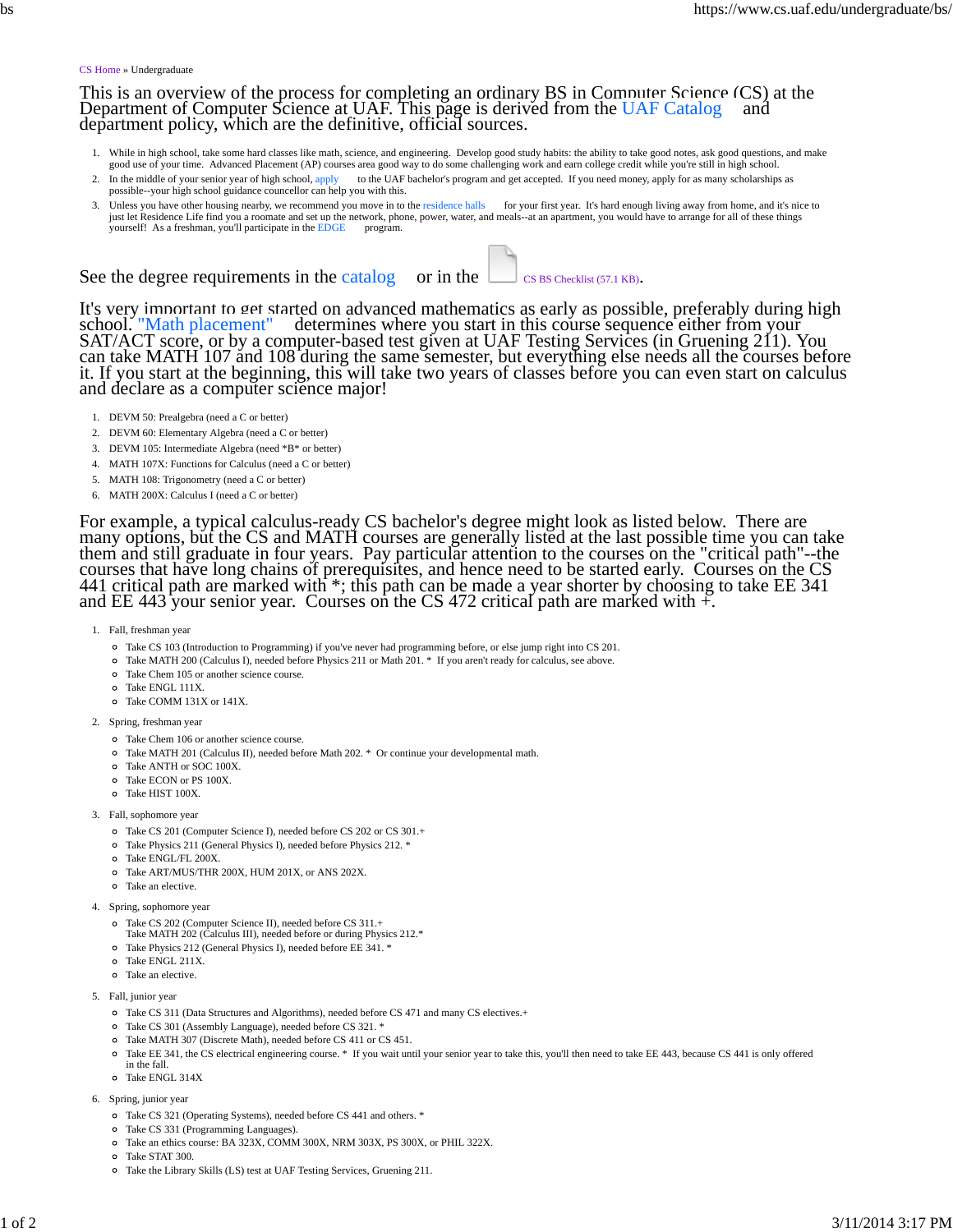CS Home » Undergraduate

This is an overview of the process for completing an ordinary BS in Computer Science (CS) at the Department of Computer Science at UAF. This page is derived from the UAF Catalog and department policy, which are the definitive, official sources.

1. While in high school, take some hard classes like math, science, and engineering. Develop good study habits: the ability to take good notes, ask good questions, and make good use of your time. Advanced Placement (AP) courses area good way to do some challenging work and earn college credit while you're still in high school.
2. In the middle of your senior year of high school, apply to the UAF bachelor's program and get accepted. If you need money, apply for as many scholarships as possible--your high school guidance councellor can help you with this.
3. Unless you have other housing nearby, we recommend you move in to the residence halls for your first year. It's hard enough living away from home, and it's nice to just let Residence Life find you a roomate and set up the network, phone, power, water, and meals--at an apartment, you would have to arrange for all of these things yourself! As a freshman, you'll participate in the EDGE program.

See the degree requirements in the catalog or in the CS BS Checklist (57.1 KB).

It's very important to get started on advanced mathematics as early as possible, preferably during high school. "Math placement" determines where you start in this course sequence either from your SAT/ACT score, or by a computer-based test given at UAF Testing Services (in Gruening 211). You can take MATH 107 and 108 during the same semester, but everything else needs all the courses before it. If you start at the beginning, this will take two years of classes before you can even start on calculus and declare as a computer science major!

1. DEVM 50: Prealgebra (need a C or better)
2. DEVM 60: Elementary Algebra (need a C or better)
3. DEVM 105: Intermediate Algebra (need *B* or better)
4. MATH 107X: Functions for Calculus (need a C or better)
5. MATH 108: Trigonometry (need a C or better)
6. MATH 200X: Calculus I (need a C or better)

For example, a typical calculus-ready CS bachelor's degree might look as listed below. There are many options, but the CS and MATH courses are generally listed at the last possible time you can take them and still graduate in four years. Pay particular attention to the courses on the "critical path"--the courses that have long chains of prerequisites, and hence need to be started early. Courses on the CS 441 critical path are marked with *; this path can be made a year shorter by choosing to take EE 341 and EE 443 your senior year. Courses on the CS 472 critical path are marked with +.

1. Fall, freshman year
   - Take CS 103 (Introduction to Programming) if you've never had programming before, or else jump right into CS 201.
   - Take MATH 200 (Calculus I), needed before Physics 211 or Math 201. * If you aren't ready for calculus, see above.
   - Take Chem 105 or another science course.
   - Take ENGL 111X.
   - Take COMM 131X or 141X.
2. Spring, freshman year
   - Take Chem 106 or another science course.
   - Take MATH 201 (Calculus II), needed before Math 202. * Or continue your developmental math.
   - Take ANTH or SOC 100X.
   - Take ECON or PS 100X.
   - Take HIST 100X.
3. Fall, sophomore year
   - Take CS 201 (Computer Science I), needed before CS 202 or CS 301.+
   - Take Physics 211 (General Physics I), needed before Physics 212. *
   - Take ENGL/FL 200X.
   - Take ART/MUS/THR 200X, HUM 201X, or ANS 202X.
   - Take an elective.
4. Spring, sophomore year
   - Take CS 202 (Computer Science II), needed before CS 311.+
     Take MATH 202 (Calculus III), needed before or during Physics 212.*
   - Take Physics 212 (General Physics I), needed before EE 341. *
   - Take ENGL 211X.
   - Take an elective.
5. Fall, junior year
   - Take CS 311 (Data Structures and Algorithms), needed before CS 471 and many CS electives.+
   - Take CS 301 (Assembly Language), needed before CS 321. *
   - Take MATH 307 (Discrete Math), needed before CS 411 or CS 451.
   - Take EE 341, the CS electrical engineering course. * If you wait until your senior year to take this, you'll then need to take EE 443, because CS 441 is only offered in the fall.
   - Take ENGL 314X
6. Spring, junior year
   - Take CS 321 (Operating Systems), needed before CS 441 and others. *
   - Take CS 331 (Programming Languages).
   - Take an ethics course: BA 323X, COMM 300X, NRM 303X, PS 300X, or PHIL 322X.
   - Take STAT 300.
   - Take the Library Skills (LS) test at UAF Testing Services, Gruening 211.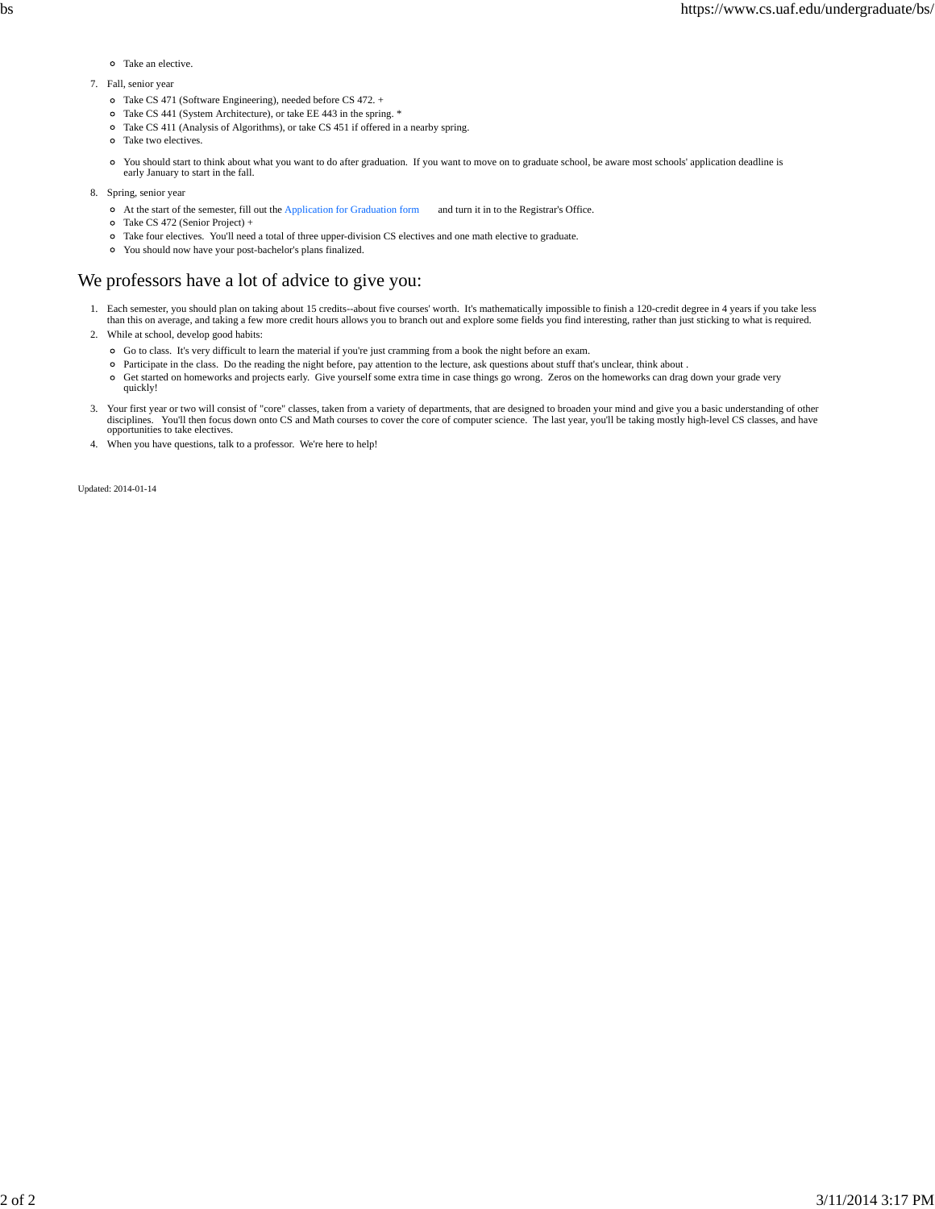- Take an elective.

7. Fall, senior year
   - Take CS 471 (Software Engineering), needed before CS 472. +
   - Take CS 441 (System Architecture), or take EE 443 in the spring. *
   - Take CS 411 (Analysis of Algorithms), or take CS 451 if offered in a nearby spring.
   - Take two electives.

   - You should start to think about what you want to do after graduation. If you want to move on to graduate school, be aware most schools' application deadline is early January to start in the fall.

8. Spring, senior year
   - At the start of the semester, fill out the Application for Graduation form and turn it in to the Registrar's Office.
   - Take CS 472 (Senior Project) +
   - Take four electives. You'll need a total of three upper-division CS electives and one math elective to graduate.
   - You should now have your post-bachelor's plans finalized.

## We professors have a lot of advice to give you:

1. Each semester, you should plan on taking about 15 credits--about five courses' worth. It's mathematically impossible to finish a 120-credit degree in 4 years if you take less than this on average, and taking a few more credit hours allows you to branch out and explore some fields you find interesting, rather than just sticking to what is required.
2. While at school, develop good habits:
   - Go to class. It's very difficult to learn the material if you're just cramming from a book the night before an exam.
   - Participate in the class. Do the reading the night before, pay attention to the lecture, ask questions about stuff that's unclear, think about .
   - Get started on homeworks and projects early. Give yourself some extra time in case things go wrong. Zeros on the homeworks can drag down your grade very quickly!
3. Your first year or two will consist of "core" classes, taken from a variety of departments, that are designed to broaden your mind and give you a basic understanding of other disciplines. You'll then focus down onto CS and Math courses to cover the core of computer science. The last year, you'll be taking mostly high-level CS classes, and have opportunities to take electives.
4. When you have questions, talk to a professor. We're here to help!

Updated: 2014-01-14